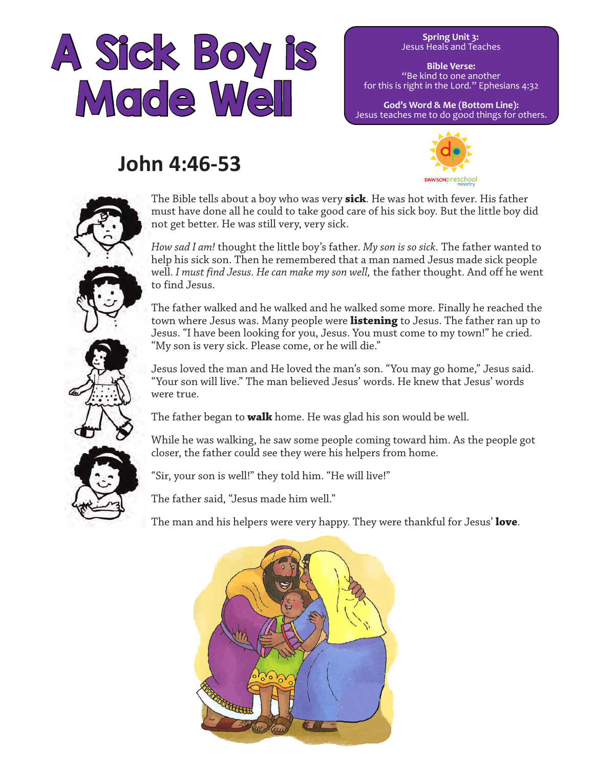# A Sick Boy is Made Well

**Spring Unit 3:**
Jesus Heals and Teaches

**Bible Verse:**
"Be kind to one another for this is right in the Lord." Ephesians 4:32

**God's Word & Me (Bottom Line):**
Jesus teaches me to do good things for others.

DAWSONpreschool ministry

## John 4:46-53

The Bible tells about a boy who was very **sick**. He was hot with fever. His father must have done all he could to take good care of his sick boy. But the little boy did not get better. He was still very, very sick.

*How sad I am!* thought the little boy's father. *My son is so sick.* The father wanted to help his sick son. Then he remembered that a man named Jesus made sick people well. *I must find Jesus. He can make my son well,* the father thought. And off he went to find Jesus.

The father walked and he walked and he walked some more. Finally he reached the town where Jesus was. Many people were **listening** to Jesus. The father ran up to Jesus. "I have been looking for you, Jesus. You must come to my town!" he cried. "My son is very sick. Please come, or he will die."

Jesus loved the man and He loved the man's son. "You may go home," Jesus said. "Your son will live." The man believed Jesus' words. He knew that Jesus' words were true.

The father began to **walk** home. He was glad his son would be well.

While he was walking, he saw some people coming toward him. As the people got closer, the father could see they were his helpers from home.

"Sir, your son is well!" they told him. "He will live!"

The father said, "Jesus made him well."

The man and his helpers were very happy. They were thankful for Jesus' **love**.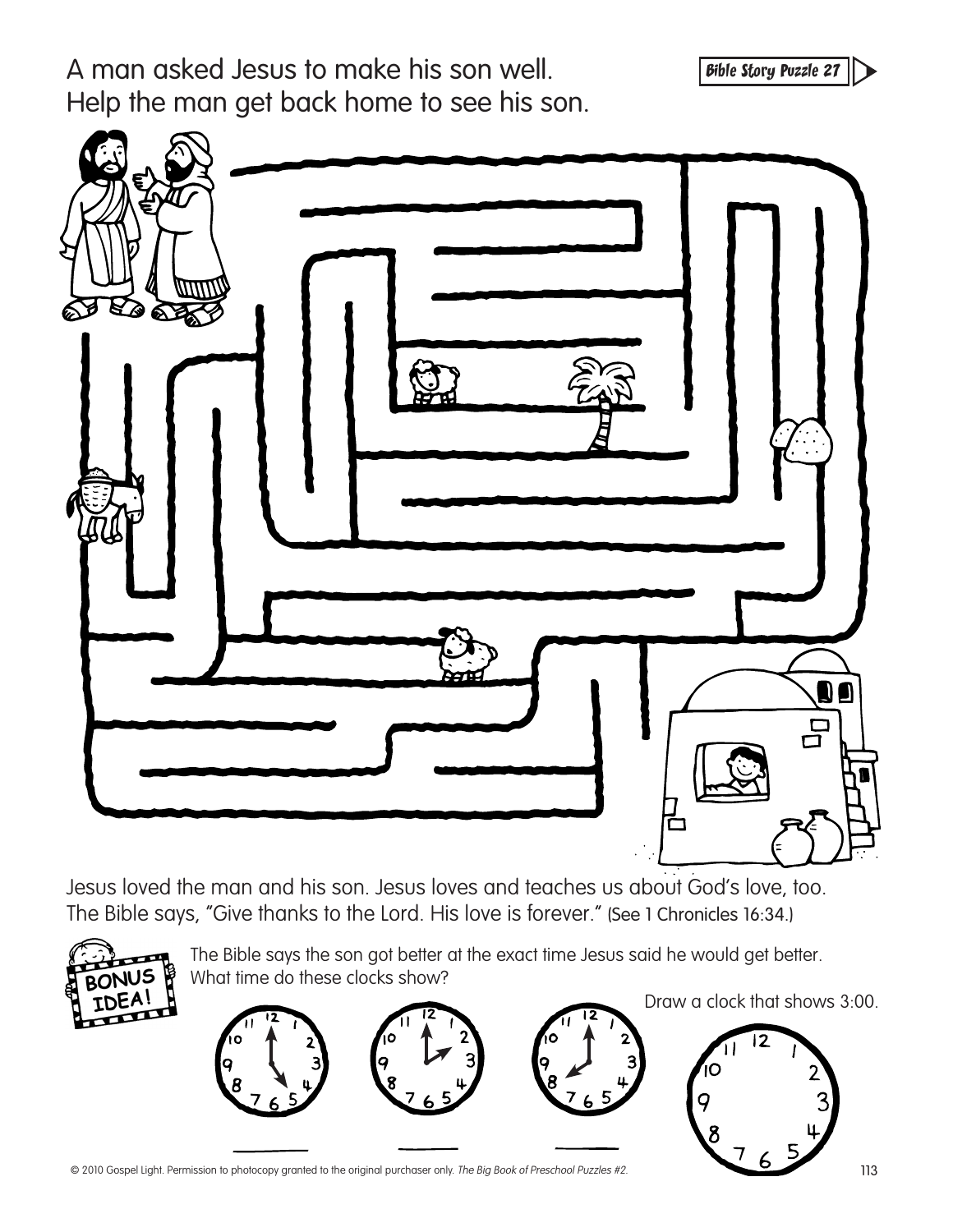A man asked Jesus to make his son well.
Help the man get back home to see his son.

*Bible Story Puzzle 27*

Jesus loved the man and his son. Jesus loves and teaches us about God's love, too. The Bible says, "Give thanks to the Lord. His love is forever." (See 1 Chronicles 16:34.)

**BONUS IDEA!**

The Bible says the son got better at the exact time Jesus said he would get better. What time do these clocks show?

______ ______ ______

Draw a clock that shows 3:00.

© 2010 Gospel Light. Permission to photocopy granted to the original purchaser only. *The Big Book of Preschool Puzzles #2.*